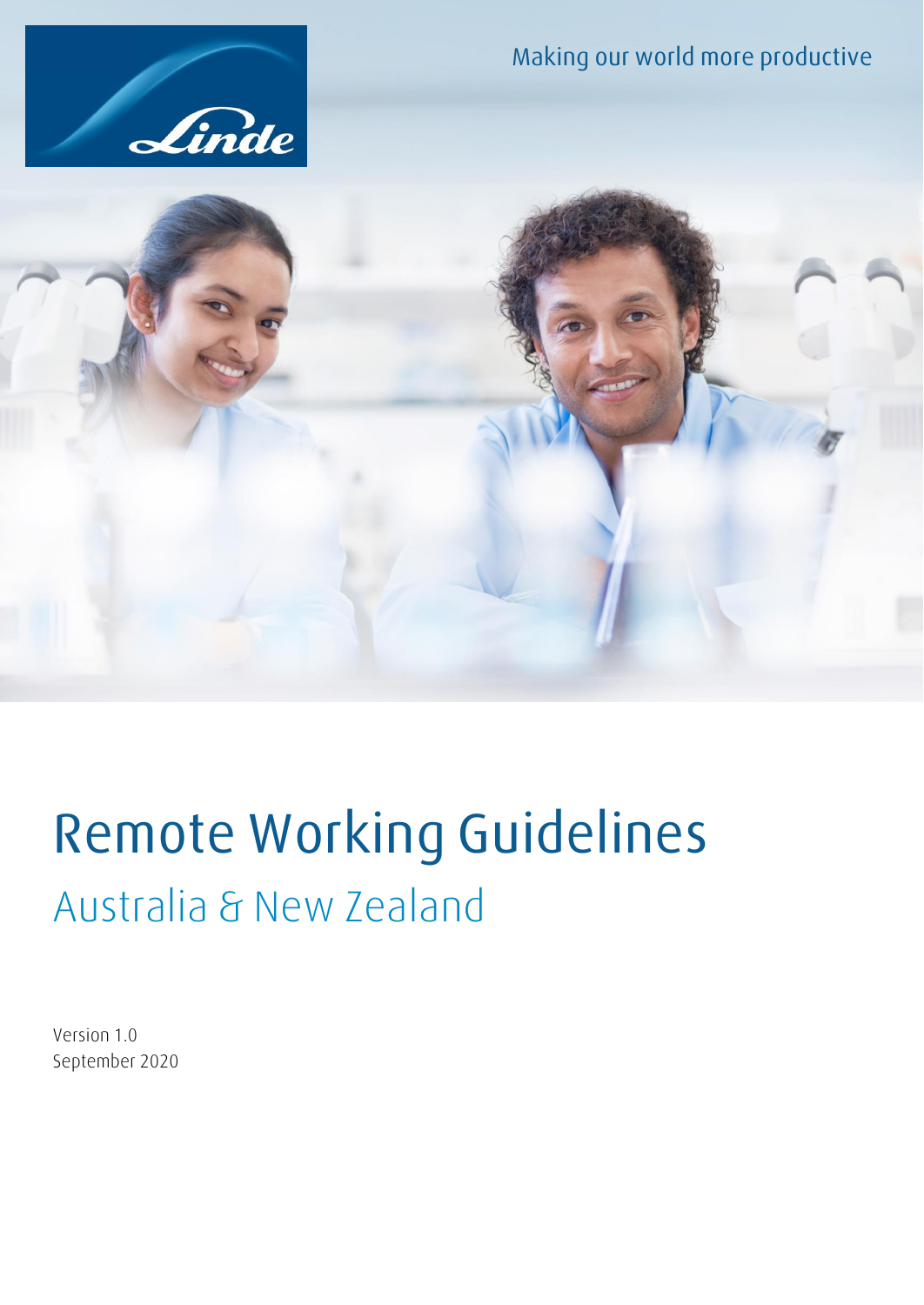Making our world more productive

# Remote Working Guidelines

## Australia & New Zealand

Version 1.0
September 2020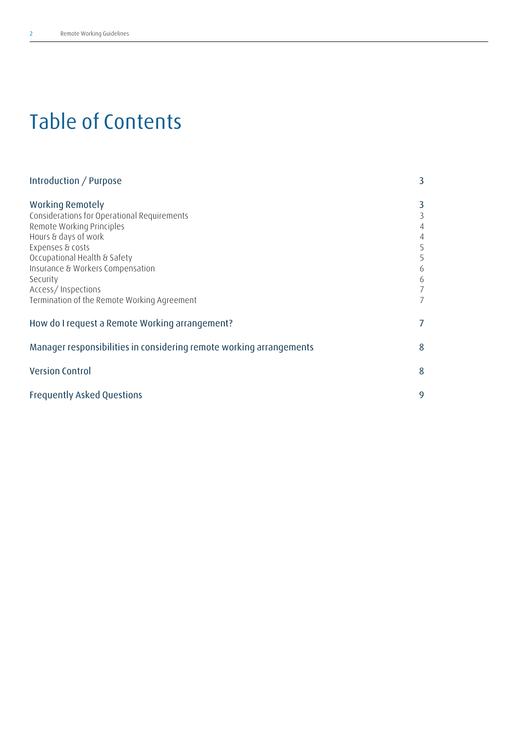# Table of Contents

| | |
|---|---|
| Introduction / Purpose | 3 |
| **Working Remotely** | 3 |
| Considerations for Operational Requirements | 3 |
| Remote Working Principles | 4 |
| Hours & days of work | 4 |
| Expenses & costs | 5 |
| Occupational Health & Safety | 5 |
| Insurance & Workers Compensation | 6 |
| Security | 6 |
| Access/ Inspections | 7 |
| Termination of the Remote Working Agreement | 7 |
| How do I request a Remote Working arrangement? | 7 |
| Manager responsibilities in considering remote working arrangements | 8 |
| Version Control | 8 |
| Frequently Asked Questions | 9 |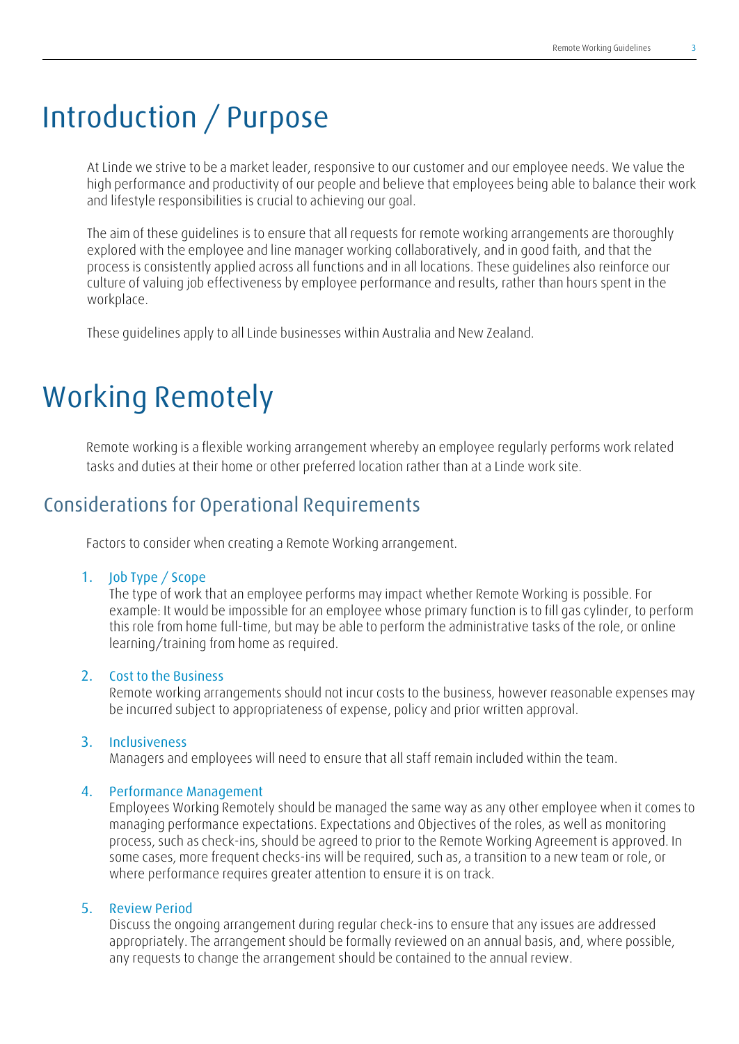# Introduction / Purpose

At Linde we strive to be a market leader, responsive to our customer and our employee needs. We value the high performance and productivity of our people and believe that employees being able to balance their work and lifestyle responsibilities is crucial to achieving our goal.

The aim of these guidelines is to ensure that all requests for remote working arrangements are thoroughly explored with the employee and line manager working collaboratively, and in good faith, and that the process is consistently applied across all functions and in all locations. These guidelines also reinforce our culture of valuing job effectiveness by employee performance and results, rather than hours spent in the workplace.

These guidelines apply to all Linde businesses within Australia and New Zealand.

# Working Remotely

Remote working is a flexible working arrangement whereby an employee regularly performs work related tasks and duties at their home or other preferred location rather than at a Linde work site.

## Considerations for Operational Requirements

Factors to consider when creating a Remote Working arrangement.

1. Job Type / Scope
   The type of work that an employee performs may impact whether Remote Working is possible. For example: It would be impossible for an employee whose primary function is to fill gas cylinder, to perform this role from home full-time, but may be able to perform the administrative tasks of the role, or online learning/training from home as required.

2. Cost to the Business
   Remote working arrangements should not incur costs to the business, however reasonable expenses may be incurred subject to appropriateness of expense, policy and prior written approval.

3. Inclusiveness
   Managers and employees will need to ensure that all staff remain included within the team.

4. Performance Management
   Employees Working Remotely should be managed the same way as any other employee when it comes to managing performance expectations. Expectations and Objectives of the roles, as well as monitoring process, such as check-ins, should be agreed to prior to the Remote Working Agreement is approved. In some cases, more frequent checks-ins will be required, such as, a transition to a new team or role, or where performance requires greater attention to ensure it is on track.

5. Review Period
   Discuss the ongoing arrangement during regular check-ins to ensure that any issues are addressed appropriately. The arrangement should be formally reviewed on an annual basis, and, where possible, any requests to change the arrangement should be contained to the annual review.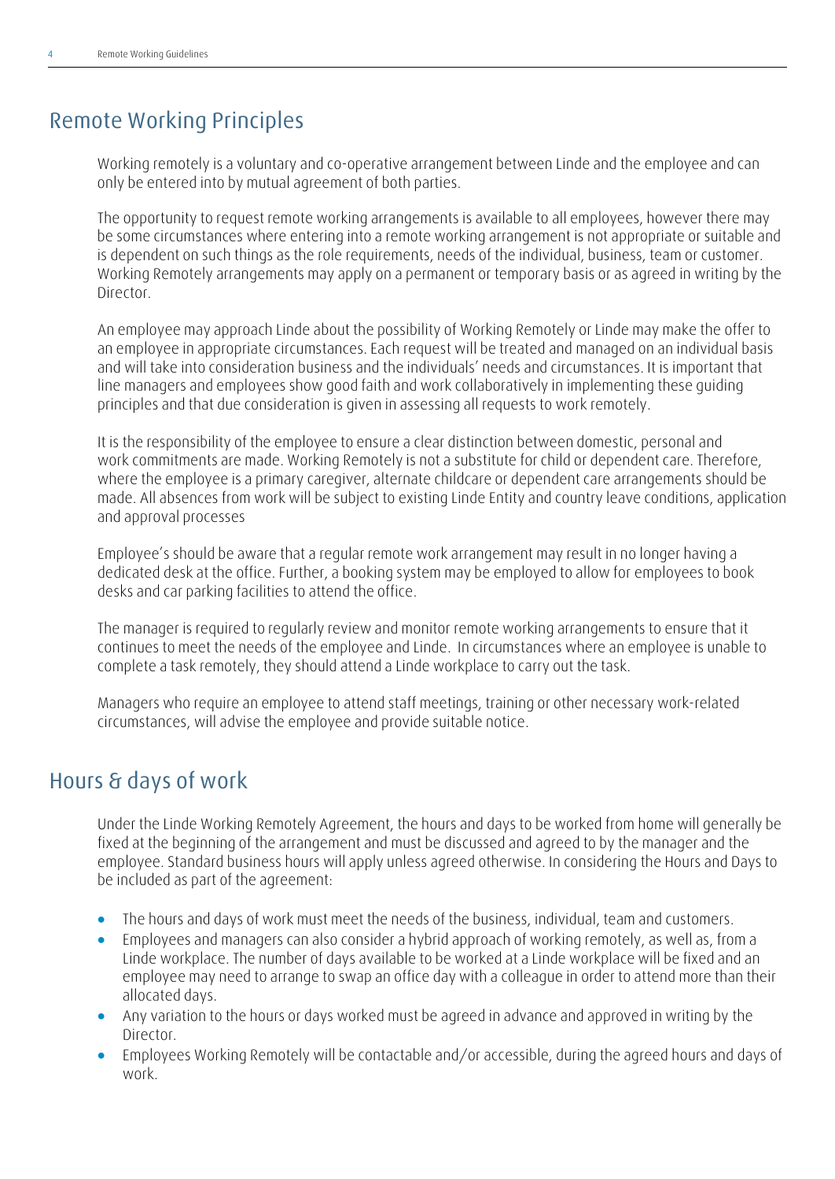## Remote Working Principles

Working remotely is a voluntary and co-operative arrangement between Linde and the employee and can only be entered into by mutual agreement of both parties.

The opportunity to request remote working arrangements is available to all employees, however there may be some circumstances where entering into a remote working arrangement is not appropriate or suitable and is dependent on such things as the role requirements, needs of the individual, business, team or customer. Working Remotely arrangements may apply on a permanent or temporary basis or as agreed in writing by the Director.

An employee may approach Linde about the possibility of Working Remotely or Linde may make the offer to an employee in appropriate circumstances. Each request will be treated and managed on an individual basis and will take into consideration business and the individuals' needs and circumstances. It is important that line managers and employees show good faith and work collaboratively in implementing these guiding principles and that due consideration is given in assessing all requests to work remotely.

It is the responsibility of the employee to ensure a clear distinction between domestic, personal and work commitments are made. Working Remotely is not a substitute for child or dependent care. Therefore, where the employee is a primary caregiver, alternate childcare or dependent care arrangements should be made. All absences from work will be subject to existing Linde Entity and country leave conditions, application and approval processes

Employee's should be aware that a regular remote work arrangement may result in no longer having a dedicated desk at the office. Further, a booking system may be employed to allow for employees to book desks and car parking facilities to attend the office.

The manager is required to regularly review and monitor remote working arrangements to ensure that it continues to meet the needs of the employee and Linde. In circumstances where an employee is unable to complete a task remotely, they should attend a Linde workplace to carry out the task.

Managers who require an employee to attend staff meetings, training or other necessary work-related circumstances, will advise the employee and provide suitable notice.

## Hours & days of work

Under the Linde Working Remotely Agreement, the hours and days to be worked from home will generally be fixed at the beginning of the arrangement and must be discussed and agreed to by the manager and the employee. Standard business hours will apply unless agreed otherwise. In considering the Hours and Days to be included as part of the agreement:

- The hours and days of work must meet the needs of the business, individual, team and customers.
- Employees and managers can also consider a hybrid approach of working remotely, as well as, from a Linde workplace. The number of days available to be worked at a Linde workplace will be fixed and an employee may need to arrange to swap an office day with a colleague in order to attend more than their allocated days.
- Any variation to the hours or days worked must be agreed in advance and approved in writing by the Director.
- Employees Working Remotely will be contactable and/or accessible, during the agreed hours and days of work.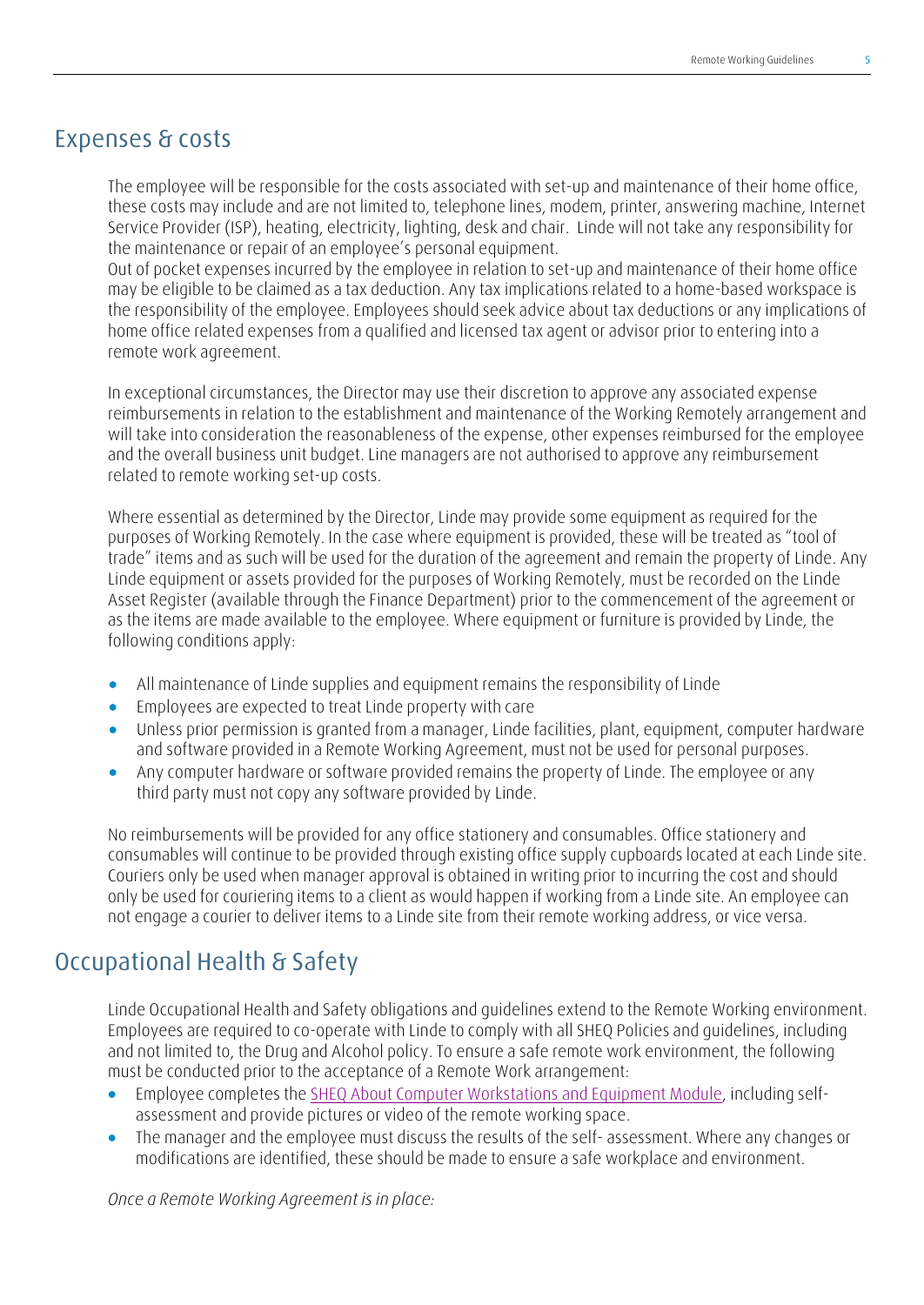## Expenses & costs

The employee will be responsible for the costs associated with set-up and maintenance of their home office, these costs may include and are not limited to, telephone lines, modem, printer, answering machine, Internet Service Provider (ISP), heating, electricity, lighting, desk and chair. Linde will not take any responsibility for the maintenance or repair of an employee's personal equipment.
Out of pocket expenses incurred by the employee in relation to set-up and maintenance of their home office may be eligible to be claimed as a tax deduction. Any tax implications related to a home-based workspace is the responsibility of the employee. Employees should seek advice about tax deductions or any implications of home office related expenses from a qualified and licensed tax agent or advisor prior to entering into a remote work agreement.

In exceptional circumstances, the Director may use their discretion to approve any associated expense reimbursements in relation to the establishment and maintenance of the Working Remotely arrangement and will take into consideration the reasonableness of the expense, other expenses reimbursed for the employee and the overall business unit budget. Line managers are not authorised to approve any reimbursement related to remote working set-up costs.

Where essential as determined by the Director, Linde may provide some equipment as required for the purposes of Working Remotely. In the case where equipment is provided, these will be treated as "tool of trade" items and as such will be used for the duration of the agreement and remain the property of Linde. Any Linde equipment or assets provided for the purposes of Working Remotely, must be recorded on the Linde Asset Register (available through the Finance Department) prior to the commencement of the agreement or as the items are made available to the employee. Where equipment or furniture is provided by Linde, the following conditions apply:

- All maintenance of Linde supplies and equipment remains the responsibility of Linde
- Employees are expected to treat Linde property with care
- Unless prior permission is granted from a manager, Linde facilities, plant, equipment, computer hardware and software provided in a Remote Working Agreement, must not be used for personal purposes.
- Any computer hardware or software provided remains the property of Linde. The employee or any third party must not copy any software provided by Linde.

No reimbursements will be provided for any office stationery and consumables. Office stationery and consumables will continue to be provided through existing office supply cupboards located at each Linde site. Couriers only be used when manager approval is obtained in writing prior to incurring the cost and should only be used for couriering items to a client as would happen if working from a Linde site. An employee can not engage a courier to deliver items to a Linde site from their remote working address, or vice versa.

## Occupational Health & Safety

Linde Occupational Health and Safety obligations and guidelines extend to the Remote Working environment. Employees are required to co-operate with Linde to comply with all SHEQ Policies and guidelines, including and not limited to, the Drug and Alcohol policy. To ensure a safe remote work environment, the following must be conducted prior to the acceptance of a Remote Work arrangement:

- Employee completes the SHEQ About Computer Workstations and Equipment Module, including self-assessment and provide pictures or video of the remote working space.
- The manager and the employee must discuss the results of the self- assessment. Where any changes or modifications are identified, these should be made to ensure a safe workplace and environment.

*Once a Remote Working Agreement is in place:*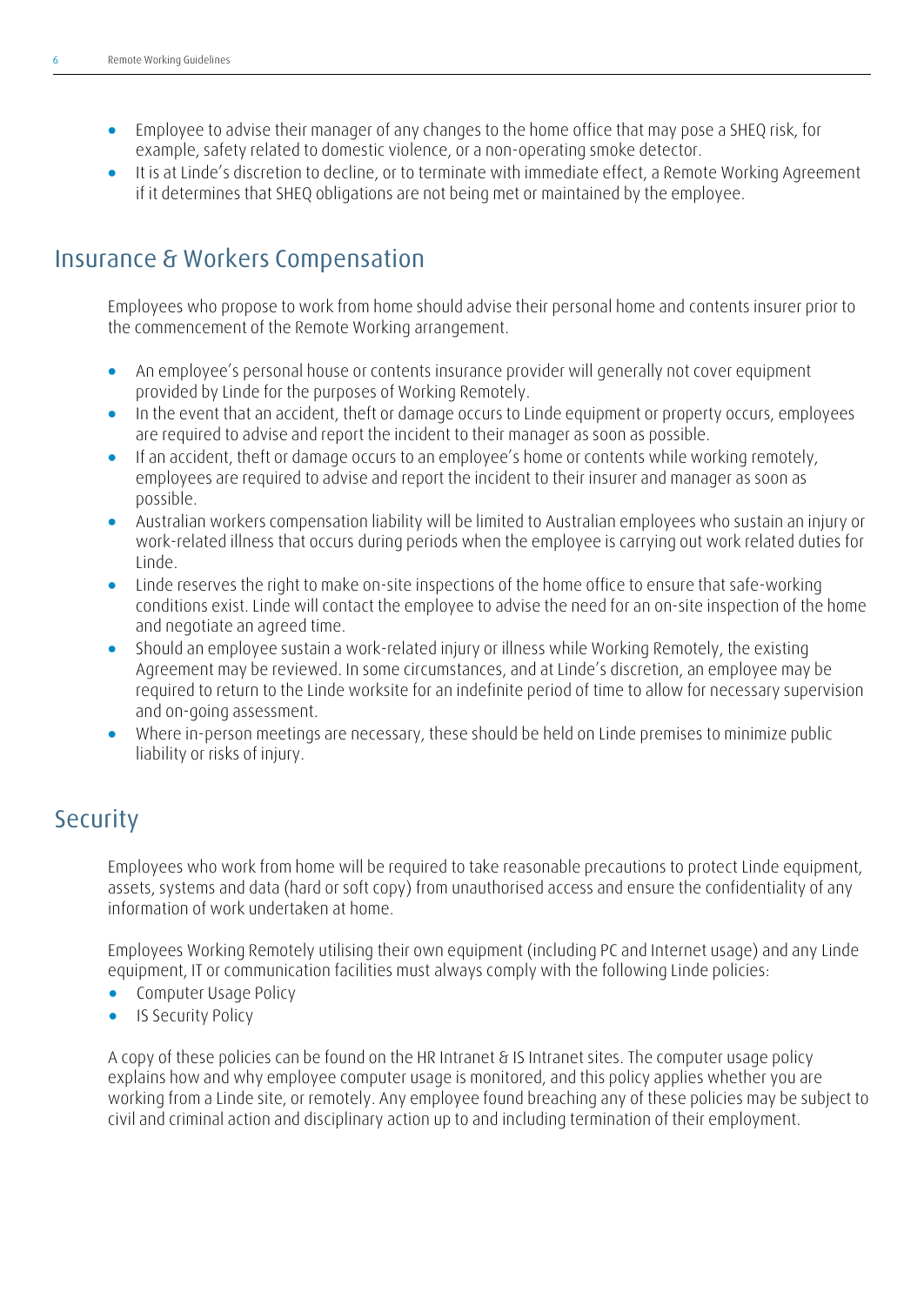- Employee to advise their manager of any changes to the home office that may pose a SHEQ risk, for example, safety related to domestic violence, or a non-operating smoke detector.
- It is at Linde's discretion to decline, or to terminate with immediate effect, a Remote Working Agreement if it determines that SHEQ obligations are not being met or maintained by the employee.

## Insurance & Workers Compensation

Employees who propose to work from home should advise their personal home and contents insurer prior to the commencement of the Remote Working arrangement.

- An employee's personal house or contents insurance provider will generally not cover equipment provided by Linde for the purposes of Working Remotely.
- In the event that an accident, theft or damage occurs to Linde equipment or property occurs, employees are required to advise and report the incident to their manager as soon as possible.
- If an accident, theft or damage occurs to an employee's home or contents while working remotely, employees are required to advise and report the incident to their insurer and manager as soon as possible.
- Australian workers compensation liability will be limited to Australian employees who sustain an injury or work-related illness that occurs during periods when the employee is carrying out work related duties for Linde.
- Linde reserves the right to make on-site inspections of the home office to ensure that safe-working conditions exist. Linde will contact the employee to advise the need for an on-site inspection of the home and negotiate an agreed time.
- Should an employee sustain a work-related injury or illness while Working Remotely, the existing Agreement may be reviewed. In some circumstances, and at Linde's discretion, an employee may be required to return to the Linde worksite for an indefinite period of time to allow for necessary supervision and on-going assessment.
- Where in-person meetings are necessary, these should be held on Linde premises to minimize public liability or risks of injury.

## Security

Employees who work from home will be required to take reasonable precautions to protect Linde equipment, assets, systems and data (hard or soft copy) from unauthorised access and ensure the confidentiality of any information of work undertaken at home.

Employees Working Remotely utilising their own equipment (including PC and Internet usage) and any Linde equipment, IT or communication facilities must always comply with the following Linde policies:

- Computer Usage Policy
- IS Security Policy

A copy of these policies can be found on the HR Intranet & IS Intranet sites. The computer usage policy explains how and why employee computer usage is monitored, and this policy applies whether you are working from a Linde site, or remotely. Any employee found breaching any of these policies may be subject to civil and criminal action and disciplinary action up to and including termination of their employment.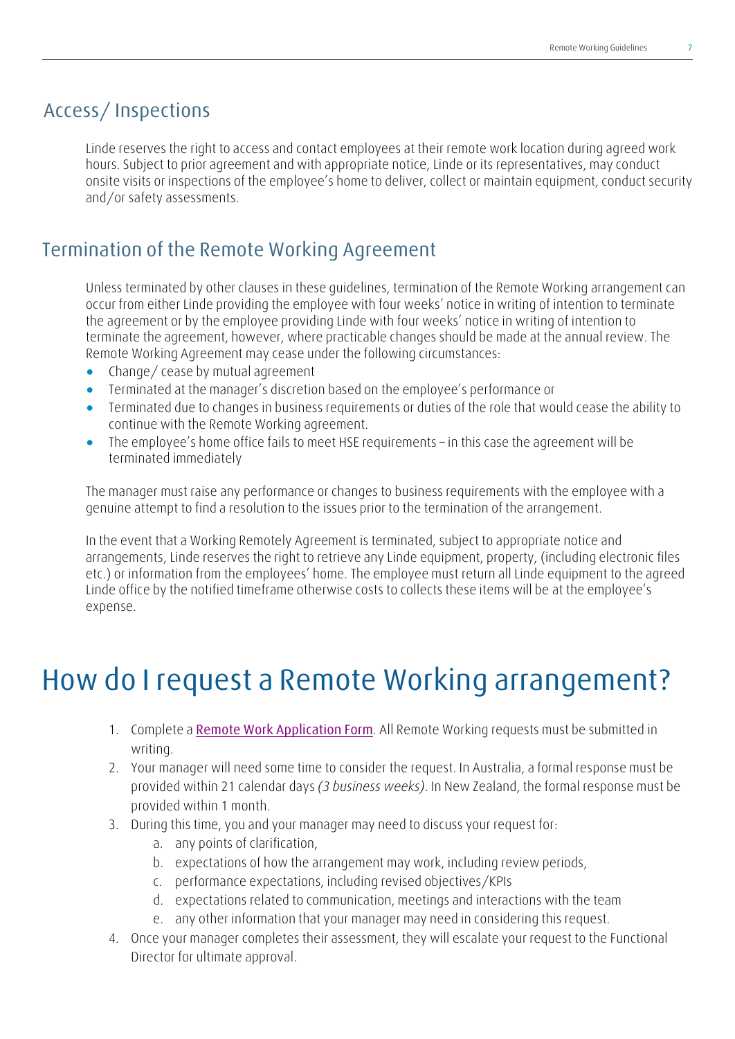## Access/ Inspections

Linde reserves the right to access and contact employees at their remote work location during agreed work hours. Subject to prior agreement and with appropriate notice, Linde or its representatives, may conduct onsite visits or inspections of the employee's home to deliver, collect or maintain equipment, conduct security and/or safety assessments.

## Termination of the Remote Working Agreement

Unless terminated by other clauses in these guidelines, termination of the Remote Working arrangement can occur from either Linde providing the employee with four weeks' notice in writing of intention to terminate the agreement or by the employee providing Linde with four weeks' notice in writing of intention to terminate the agreement, however, where practicable changes should be made at the annual review. The Remote Working Agreement may cease under the following circumstances:

- Change/ cease by mutual agreement
- Terminated at the manager's discretion based on the employee's performance or
- Terminated due to changes in business requirements or duties of the role that would cease the ability to continue with the Remote Working agreement.
- The employee's home office fails to meet HSE requirements – in this case the agreement will be terminated immediately

The manager must raise any performance or changes to business requirements with the employee with a genuine attempt to find a resolution to the issues prior to the termination of the arrangement.

In the event that a Working Remotely Agreement is terminated, subject to appropriate notice and arrangements, Linde reserves the right to retrieve any Linde equipment, property, (including electronic files etc.) or information from the employees' home. The employee must return all Linde equipment to the agreed Linde office by the notified timeframe otherwise costs to collects these items will be at the employee's expense.

# How do I request a Remote Working arrangement?

1. Complete a Remote Work Application Form. All Remote Working requests must be submitted in writing.
2. Your manager will need some time to consider the request. In Australia, a formal response must be provided within 21 calendar days *(3 business weeks)*. In New Zealand, the formal response must be provided within 1 month.
3. During this time, you and your manager may need to discuss your request for:
   a. any points of clarification,
   b. expectations of how the arrangement may work, including review periods,
   c. performance expectations, including revised objectives/KPIs
   d. expectations related to communication, meetings and interactions with the team
   e. any other information that your manager may need in considering this request.
4. Once your manager completes their assessment, they will escalate your request to the Functional Director for ultimate approval.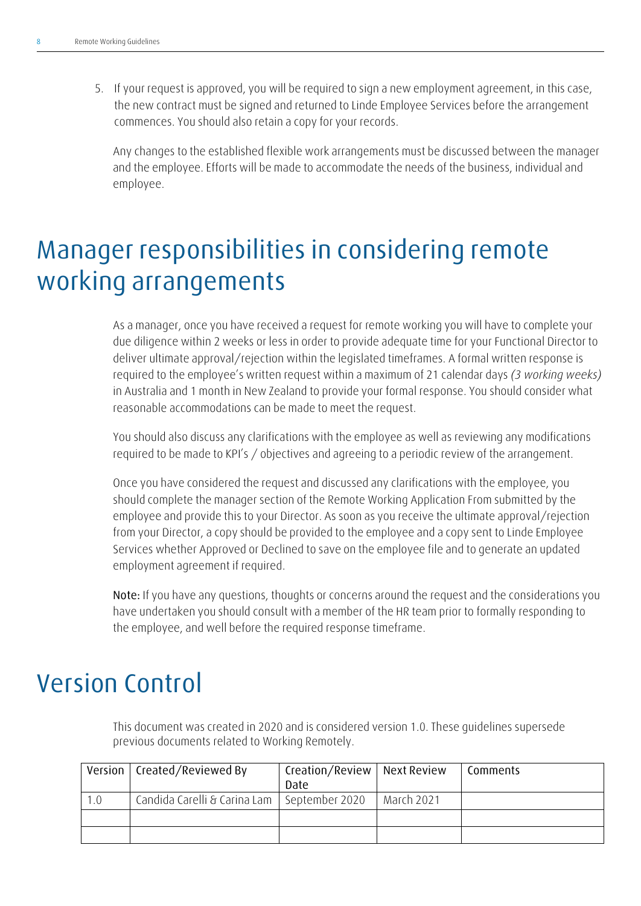5. If your request is approved, you will be required to sign a new employment agreement, in this case, the new contract must be signed and returned to Linde Employee Services before the arrangement commences. You should also retain a copy for your records.

   Any changes to the established flexible work arrangements must be discussed between the manager and the employee. Efforts will be made to accommodate the needs of the business, individual and employee.

# Manager responsibilities in considering remote working arrangements

As a manager, once you have received a request for remote working you will have to complete your due diligence within 2 weeks or less in order to provide adequate time for your Functional Director to deliver ultimate approval/rejection within the legislated timeframes. A formal written response is required to the employee's written request within a maximum of 21 calendar days *(3 working weeks)* in Australia and 1 month in New Zealand to provide your formal response. You should consider what reasonable accommodations can be made to meet the request.

You should also discuss any clarifications with the employee as well as reviewing any modifications required to be made to KPI's / objectives and agreeing to a periodic review of the arrangement.

Once you have considered the request and discussed any clarifications with the employee, you should complete the manager section of the Remote Working Application From submitted by the employee and provide this to your Director. As soon as you receive the ultimate approval/rejection from your Director, a copy should be provided to the employee and a copy sent to Linde Employee Services whether Approved or Declined to save on the employee file and to generate an updated employment agreement if required.

Note: If you have any questions, thoughts or concerns around the request and the considerations you have undertaken you should consult with a member of the HR team prior to formally responding to the employee, and well before the required response timeframe.

# Version Control

This document was created in 2020 and is considered version 1.0. These guidelines supersede previous documents related to Working Remotely.

| Version | Created/Reviewed By | Creation/Review Date | Next Review | Comments |
|---|---|---|---|---|
| 1.0 | Candida Carelli & Carina Lam | September 2020 | March 2021 | |
| | | | | |
| | | | | |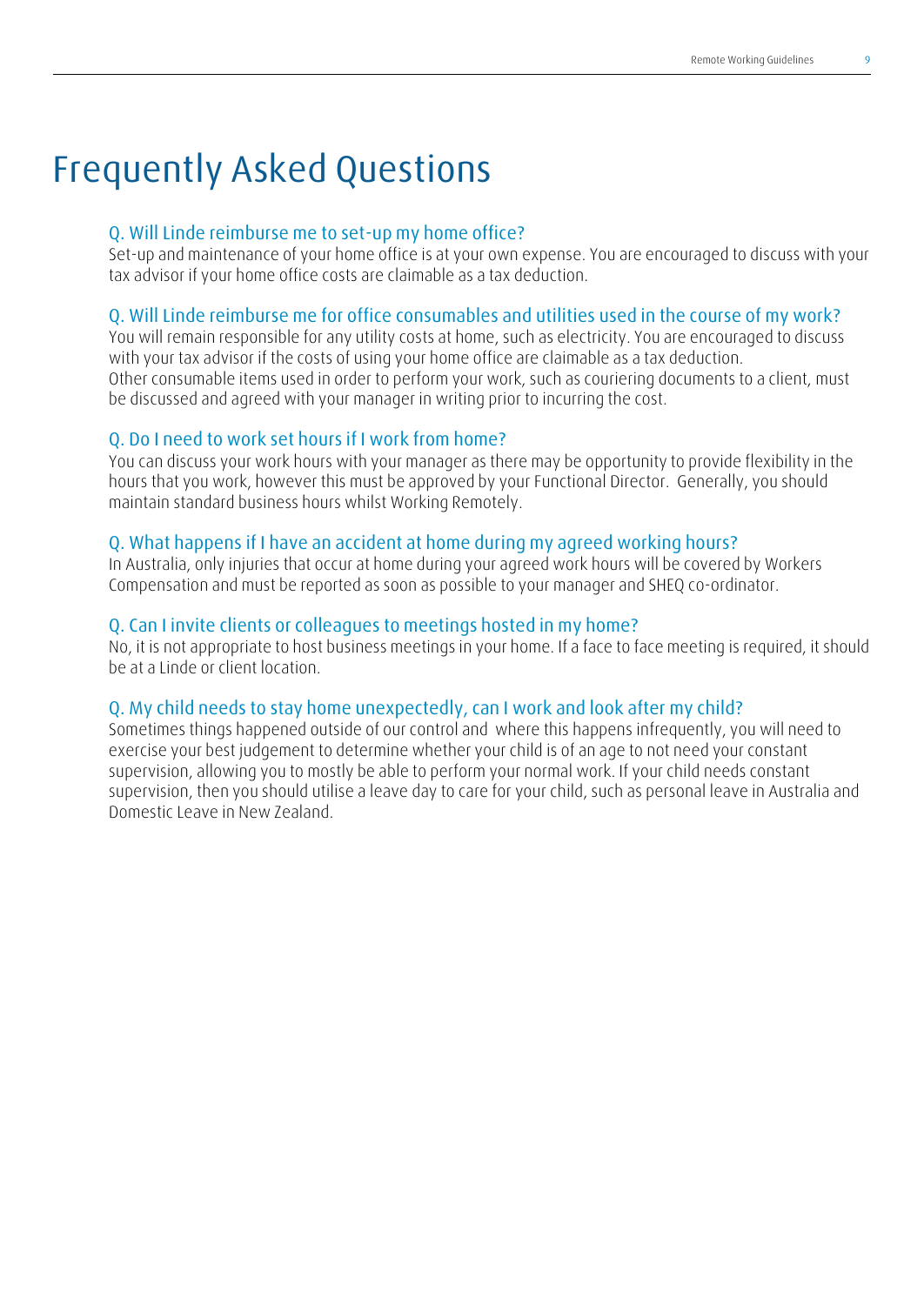# Frequently Asked Questions

### Q. Will Linde reimburse me to set-up my home office?

Set-up and maintenance of your home office is at your own expense. You are encouraged to discuss with your tax advisor if your home office costs are claimable as a tax deduction.

### Q. Will Linde reimburse me for office consumables and utilities used in the course of my work?

You will remain responsible for any utility costs at home, such as electricity. You are encouraged to discuss with your tax advisor if the costs of using your home office are claimable as a tax deduction.
Other consumable items used in order to perform your work, such as couriering documents to a client, must be discussed and agreed with your manager in writing prior to incurring the cost.

### Q. Do I need to work set hours if I work from home?

You can discuss your work hours with your manager as there may be opportunity to provide flexibility in the hours that you work, however this must be approved by your Functional Director. Generally, you should maintain standard business hours whilst Working Remotely.

### Q. What happens if I have an accident at home during my agreed working hours?

In Australia, only injuries that occur at home during your agreed work hours will be covered by Workers Compensation and must be reported as soon as possible to your manager and SHEQ co-ordinator.

### Q. Can I invite clients or colleagues to meetings hosted in my home?

No, it is not appropriate to host business meetings in your home. If a face to face meeting is required, it should be at a Linde or client location.

### Q. My child needs to stay home unexpectedly, can I work and look after my child?

Sometimes things happened outside of our control and where this happens infrequently, you will need to exercise your best judgement to determine whether your child is of an age to not need your constant supervision, allowing you to mostly be able to perform your normal work. If your child needs constant supervision, then you should utilise a leave day to care for your child, such as personal leave in Australia and Domestic Leave in New Zealand.